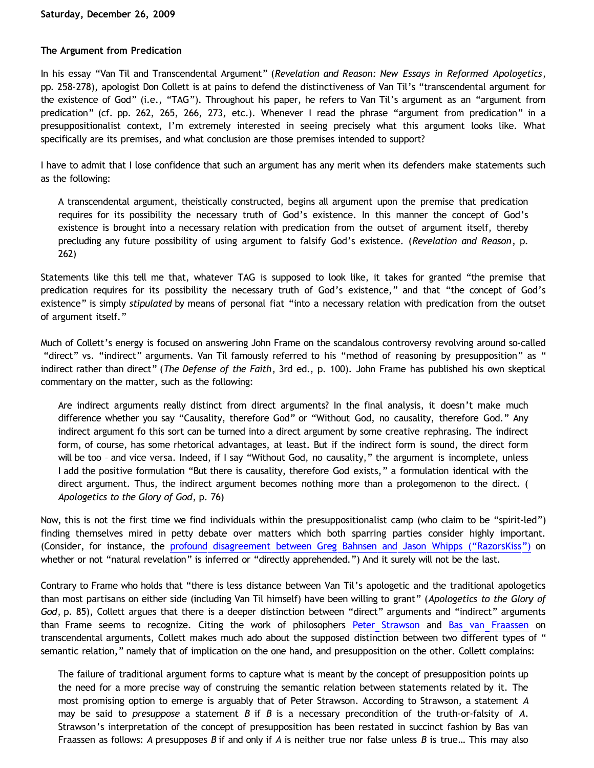**Saturday, December 26, 2009**

**The Argument from Predication**

In his essay "Van Til and Transcendental Argument" (*Revelation and Reason: New Essays in Reformed Apologetics*, pp. 258-278), apologist Don Collett is at pains to defend the distinctiveness of Van Til's "transcendental argument for the existence of God" (i.e., "TAG"). Throughout his paper, he refers to Van Til's argument as an "argument from predication" (cf. pp. 262, 265, 266, 273, etc.). Whenever I read the phrase "argument from predication" in a presuppositionalist context, I'm extremely interested in seeing precisely what this argument looks like. What specifically are its premises, and what conclusion are those premises intended to support?

I have to admit that I lose confidence that such an argument has any merit when its defenders make statements such as the following:

> A transcendental argument, theistically constructed, begins all argument upon the premise that predication requires for its possibility the necessary truth of God's existence. In this manner the concept of God's existence is brought into a necessary relation with predication from the outset of argument itself, thereby precluding any future possibility of using argument to falsify God's existence. (*Revelation and Reason*, p. 262)

Statements like this tell me that, whatever TAG is supposed to look like, it takes for granted "the premise that predication requires for its possibility the necessary truth of God's existence," and that "the concept of God's existence" is simply *stipulated* by means of personal fiat "into a necessary relation with predication from the outset of argument itself."

Much of Collett's energy is focused on answering John Frame on the scandalous controversy revolving around so-called "direct" vs. "indirect" arguments. Van Til famously referred to his "method of reasoning by presupposition" as "indirect rather than direct" (*The Defense of the Faith*, 3rd ed., p. 100). John Frame has published his own skeptical commentary on the matter, such as the following:

> Are indirect arguments really distinct from direct arguments? In the final analysis, it doesn't make much difference whether you say "Causality, therefore God" or "Without God, no causality, therefore God." Any indirect argument fo this sort can be turned into a direct argument by some creative rephrasing. The indirect form, of course, has some rhetorical advantages, at least. But if the indirect form is sound, the direct form will be too – and vice versa. Indeed, if I say "Without God, no causality," the argument is incomplete, unless I add the positive formulation "But there is causality, therefore God exists," a formulation identical with the direct argument. Thus, the indirect argument becomes nothing more than a prolegomenon to the direct. (*Apologetics to the Glory of God*, p. 76)

Now, this is not the first time we find individuals within the presuppositionalist camp (who claim to be "spirit-led") finding themselves mired in petty debate over matters which both sparring parties consider highly important. (Consider, for instance, the profound disagreement between Greg Bahnsen and Jason Whipps ("RazorsKiss") on whether or not "natural revelation" is inferred or "directly apprehended.") And it surely will not be the last.

Contrary to Frame who holds that "there is less distance between Van Til's apologetic and the traditional apologetics than most partisans on either side (including Van Til himself) have been willing to grant" (*Apologetics to the Glory of God*, p. 85), Collett argues that there is a deeper distinction between "direct" arguments and "indirect" arguments than Frame seems to recognize. Citing the work of philosophers Peter Strawson and Bas van Fraassen on transcendental arguments, Collett makes much ado about the supposed distinction between two different types of "semantic relation," namely that of implication on the one hand, and presupposition on the other. Collett complains:

> The failure of traditional argument forms to capture what is meant by the concept of presupposition points up the need for a more precise way of construing the semantic relation between statements related by it. The most promising option to emerge is arguably that of Peter Strawson. According to Strawson, a statement *A* may be said to *presuppose* a statement *B* if *B* is a necessary precondition of the truth-or-falsity of *A*. Strawson's interpretation of the concept of presupposition has been restated in succinct fashion by Bas van Fraassen as follows: *A* presupposes *B* if and only if *A* is neither true nor false unless *B* is true… This may also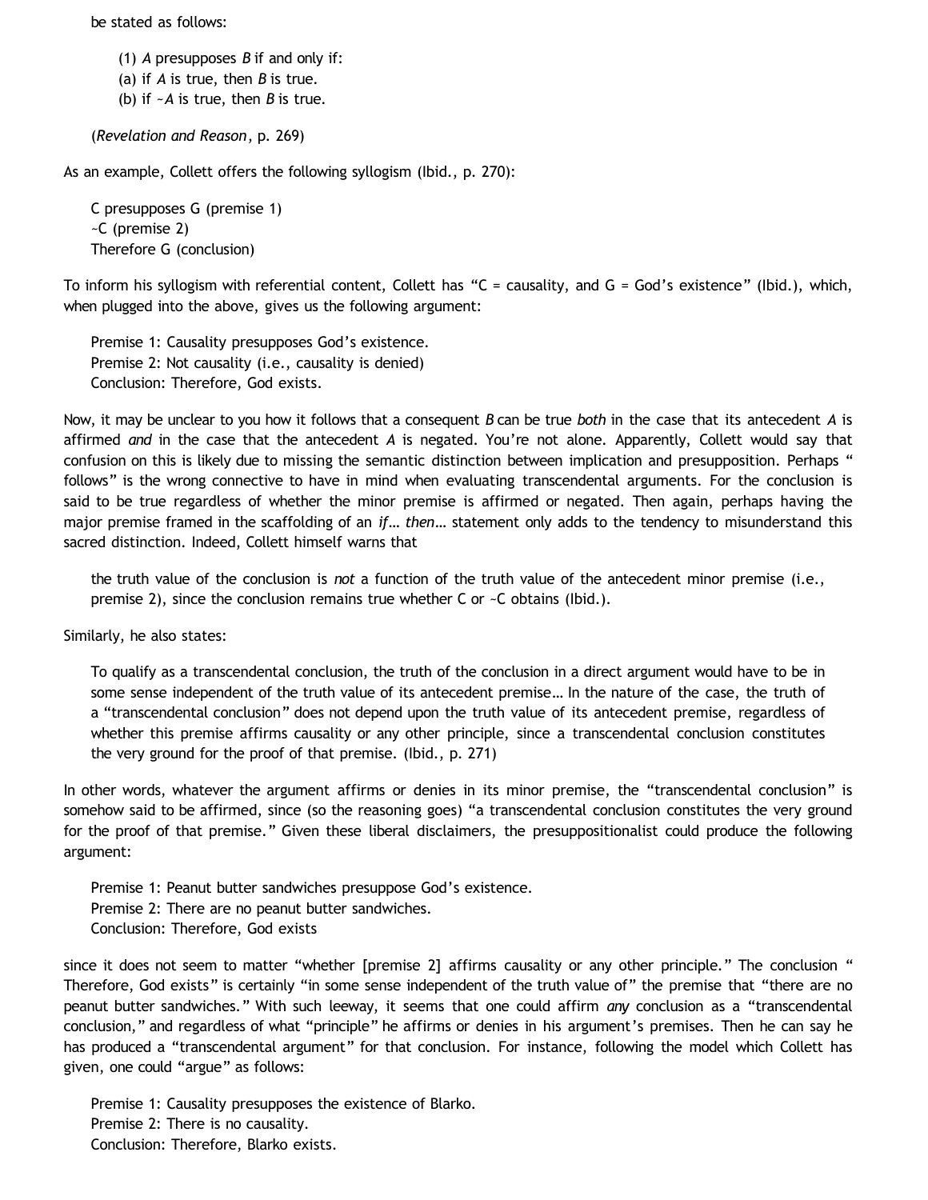be stated as follows:

> (1) *A* presupposes *B* if and only if:
> (a) if *A* is true, then *B* is true.
> (b) if ~*A* is true, then *B* is true.
>
> (*Revelation and Reason*, p. 269)

As an example, Collett offers the following syllogism (Ibid., p. 270):

> C presupposes G (premise 1)
> ~C (premise 2)
> Therefore G (conclusion)

To inform his syllogism with referential content, Collett has "C = causality, and G = God's existence" (Ibid.), which, when plugged into the above, gives us the following argument:

> Premise 1: Causality presupposes God's existence.
> Premise 2: Not causality (i.e., causality is denied)
> Conclusion: Therefore, God exists.

Now, it may be unclear to you how it follows that a consequent *B* can be true *both* in the case that its antecedent *A* is affirmed *and* in the case that the antecedent *A* is negated. You're not alone. Apparently, Collett would say that confusion on this is likely due to missing the semantic distinction between implication and presupposition. Perhaps "follows" is the wrong connective to have in mind when evaluating transcendental arguments. For the conclusion is said to be true regardless of whether the minor premise is affirmed or negated. Then again, perhaps having the major premise framed in the scaffolding of an *if… then…* statement only adds to the tendency to misunderstand this sacred distinction. Indeed, Collett himself warns that

> the truth value of the conclusion is *not* a function of the truth value of the antecedent minor premise (i.e., premise 2), since the conclusion remains true whether C or ~C obtains (Ibid.).

Similarly, he also states:

> To qualify as a transcendental conclusion, the truth of the conclusion in a direct argument would have to be in some sense independent of the truth value of its antecedent premise… In the nature of the case, the truth of a "transcendental conclusion" does not depend upon the truth value of its antecedent premise, regardless of whether this premise affirms causality or any other principle, since a transcendental conclusion constitutes the very ground for the proof of that premise. (Ibid., p. 271)

In other words, whatever the argument affirms or denies in its minor premise, the "transcendental conclusion" is somehow said to be affirmed, since (so the reasoning goes) "a transcendental conclusion constitutes the very ground for the proof of that premise." Given these liberal disclaimers, the presuppositionalist could produce the following argument:

> Premise 1: Peanut butter sandwiches presuppose God's existence.
> Premise 2: There are no peanut butter sandwiches.
> Conclusion: Therefore, God exists

since it does not seem to matter "whether [premise 2] affirms causality or any other principle." The conclusion "Therefore, God exists" is certainly "in some sense independent of the truth value of" the premise that "there are no peanut butter sandwiches." With such leeway, it seems that one could affirm *any* conclusion as a "transcendental conclusion," and regardless of what "principle" he affirms or denies in his argument's premises. Then he can say he has produced a "transcendental argument" for that conclusion. For instance, following the model which Collett has given, one could "argue" as follows:

> Premise 1: Causality presupposes the existence of Blarko.
> Premise 2: There is no causality.
> Conclusion: Therefore, Blarko exists.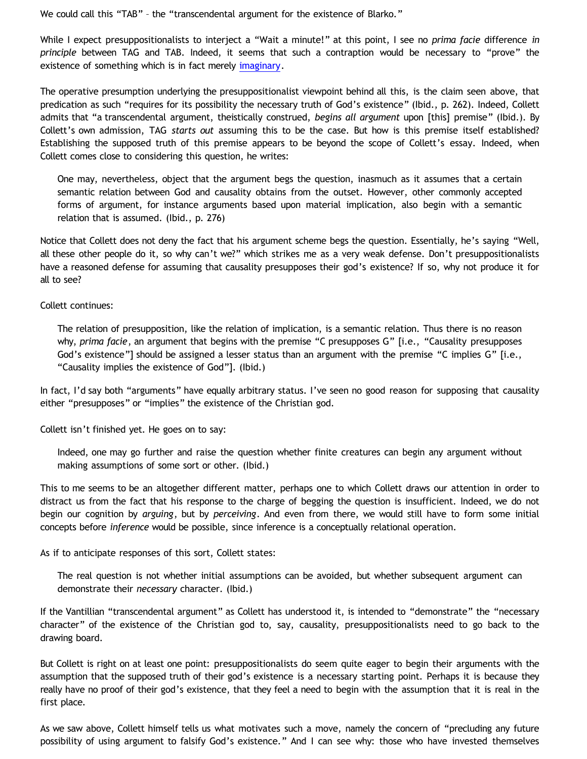We could call this "TAB" – the "transcendental argument for the existence of Blarko."

While I expect presuppositionalists to interject a "Wait a minute!" at this point, I see no *prima facie* difference *in principle* between TAG and TAB. Indeed, it seems that such a contraption would be necessary to "prove" the existence of something which is in fact merely imaginary.

The operative presumption underlying the presuppositionalist viewpoint behind all this, is the claim seen above, that predication as such "requires for its possibility the necessary truth of God's existence" (Ibid., p. 262). Indeed, Collett admits that "a transcendental argument, theistically construed, *begins all argument* upon [this] premise" (Ibid.). By Collett's own admission, TAG *starts out* assuming this to be the case. But how is this premise itself established? Establishing the supposed truth of this premise appears to be beyond the scope of Collett's essay. Indeed, when Collett comes close to considering this question, he writes:

> One may, nevertheless, object that the argument begs the question, inasmuch as it assumes that a certain semantic relation between God and causality obtains from the outset. However, other commonly accepted forms of argument, for instance arguments based upon material implication, also begin with a semantic relation that is assumed. (Ibid., p. 276)

Notice that Collett does not deny the fact that his argument scheme begs the question. Essentially, he's saying "Well, all these other people do it, so why can't we?" which strikes me as a very weak defense. Don't presuppositionalists have a reasoned defense for assuming that causality presupposes their god's existence? If so, why not produce it for all to see?

Collett continues:

> The relation of presupposition, like the relation of implication, is a semantic relation. Thus there is no reason why, *prima facie*, an argument that begins with the premise "C presupposes G" [i.e., "Causality presupposes God's existence"] should be assigned a lesser status than an argument with the premise "C implies G" [i.e., "Causality implies the existence of God"]. (Ibid.)

In fact, I'd say both "arguments" have equally arbitrary status. I've seen no good reason for supposing that causality either "presupposes" or "implies" the existence of the Christian god.

Collett isn't finished yet. He goes on to say:

> Indeed, one may go further and raise the question whether finite creatures can begin any argument without making assumptions of some sort or other. (Ibid.)

This to me seems to be an altogether different matter, perhaps one to which Collett draws our attention in order to distract us from the fact that his response to the charge of begging the question is insufficient. Indeed, we do not begin our cognition by *arguing*, but by *perceiving*. And even from there, we would still have to form some initial concepts before *inference* would be possible, since inference is a conceptually relational operation.

As if to anticipate responses of this sort, Collett states:

> The real question is not whether initial assumptions can be avoided, but whether subsequent argument can demonstrate their *necessary* character. (Ibid.)

If the Vantillian "transcendental argument" as Collett has understood it, is intended to "demonstrate" the "necessary character" of the existence of the Christian god to, say, causality, presuppositionalists need to go back to the drawing board.

But Collett is right on at least one point: presuppositionalists do seem quite eager to begin their arguments with the assumption that the supposed truth of their god's existence is a necessary starting point. Perhaps it is because they really have no proof of their god's existence, that they feel a need to begin with the assumption that it is real in the first place.

As we saw above, Collett himself tells us what motivates such a move, namely the concern of "precluding any future possibility of using argument to falsify God's existence." And I can see why: those who have invested themselves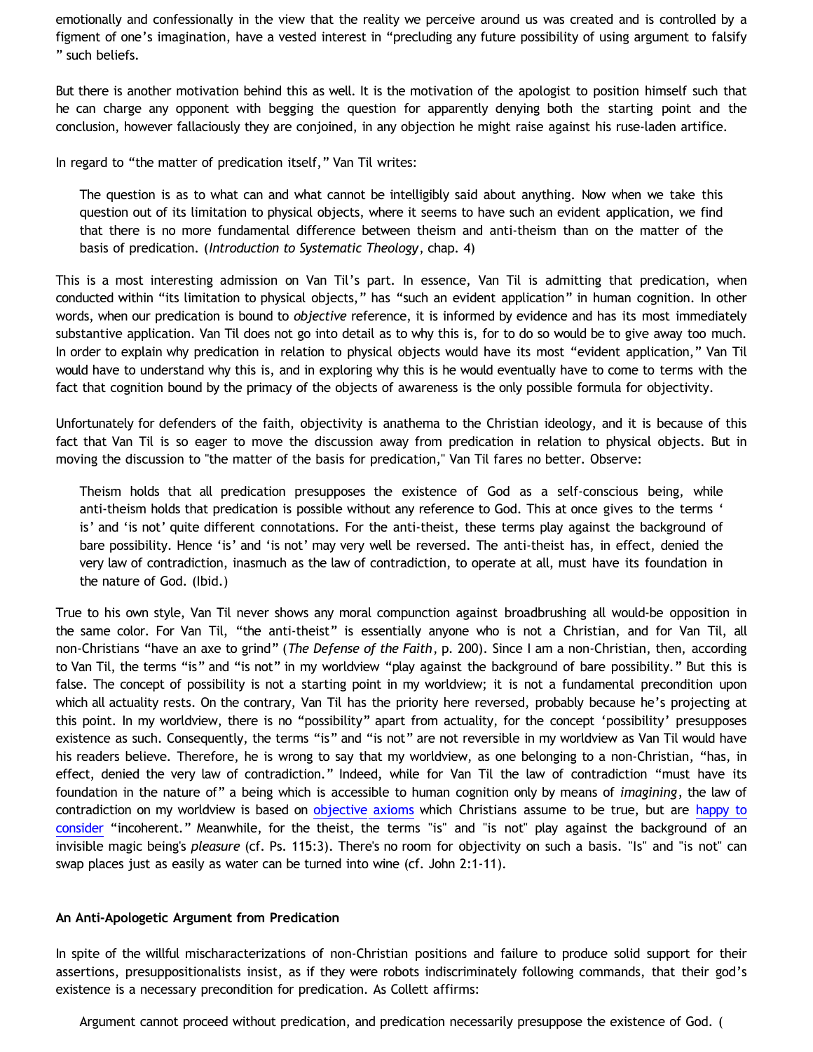emotionally and confessionally in the view that the reality we perceive around us was created and is controlled by a figment of one's imagination, have a vested interest in "precluding any future possibility of using argument to falsify " such beliefs.

But there is another motivation behind this as well. It is the motivation of the apologist to position himself such that he can charge any opponent with begging the question for apparently denying both the starting point and the conclusion, however fallaciously they are conjoined, in any objection he might raise against his ruse-laden artifice.

In regard to "the matter of predication itself," Van Til writes:

> The question is as to what can and what cannot be intelligibly said about anything. Now when we take this question out of its limitation to physical objects, where it seems to have such an evident application, we find that there is no more fundamental difference between theism and anti-theism than on the matter of the basis of predication. (*Introduction to Systematic Theology*, chap. 4)

This is a most interesting admission on Van Til's part. In essence, Van Til is admitting that predication, when conducted within "its limitation to physical objects," has "such an evident application" in human cognition. In other words, when our predication is bound to *objective* reference, it is informed by evidence and has its most immediately substantive application. Van Til does not go into detail as to why this is, for to do so would be to give away too much. In order to explain why predication in relation to physical objects would have its most "evident application," Van Til would have to understand why this is, and in exploring why this is he would eventually have to come to terms with the fact that cognition bound by the primacy of the objects of awareness is the only possible formula for objectivity.

Unfortunately for defenders of the faith, objectivity is anathema to the Christian ideology, and it is because of this fact that Van Til is so eager to move the discussion away from predication in relation to physical objects. But in moving the discussion to "the matter of the basis for predication," Van Til fares no better. Observe:

> Theism holds that all predication presupposes the existence of God as a self-conscious being, while anti-theism holds that predication is possible without any reference to God. This at once gives to the terms ' is' and 'is not' quite different connotations. For the anti-theist, these terms play against the background of bare possibility. Hence 'is' and 'is not' may very well be reversed. The anti-theist has, in effect, denied the very law of contradiction, inasmuch as the law of contradiction, to operate at all, must have its foundation in the nature of God. (Ibid.)

True to his own style, Van Til never shows any moral compunction against broadbrushing all would-be opposition in the same color. For Van Til, "the anti-theist" is essentially anyone who is not a Christian, and for Van Til, all non-Christians "have an axe to grind" (*The Defense of the Faith*, p. 200). Since I am a non-Christian, then, according to Van Til, the terms "is" and "is not" in my worldview "play against the background of bare possibility." But this is false. The concept of possibility is not a starting point in my worldview; it is not a fundamental precondition upon which all actuality rests. On the contrary, Van Til has the priority here reversed, probably because he's projecting at this point. In my worldview, there is no "possibility" apart from actuality, for the concept 'possibility' presupposes existence as such. Consequently, the terms "is" and "is not" are not reversible in my worldview as Van Til would have his readers believe. Therefore, he is wrong to say that my worldview, as one belonging to a non-Christian, "has, in effect, denied the very law of contradiction." Indeed, while for Van Til the law of contradiction "must have its foundation in the nature of" a being which is accessible to human cognition only by means of *imagining*, the law of contradiction on my worldview is based on objective axioms which Christians assume to be true, but are happy to consider "incoherent." Meanwhile, for the theist, the terms "is" and "is not" play against the background of an invisible magic being's *pleasure* (cf. Ps. 115:3). There's no room for objectivity on such a basis. "Is" and "is not" can swap places just as easily as water can be turned into wine (cf. John 2:1-11).

**An Anti-Apologetic Argument from Predication**

In spite of the willful mischaracterizations of non-Christian positions and failure to produce solid support for their assertions, presuppositionalists insist, as if they were robots indiscriminately following commands, that their god's existence is a necessary precondition for predication. As Collett affirms:

> Argument cannot proceed without predication, and predication necessarily presuppose the existence of God. (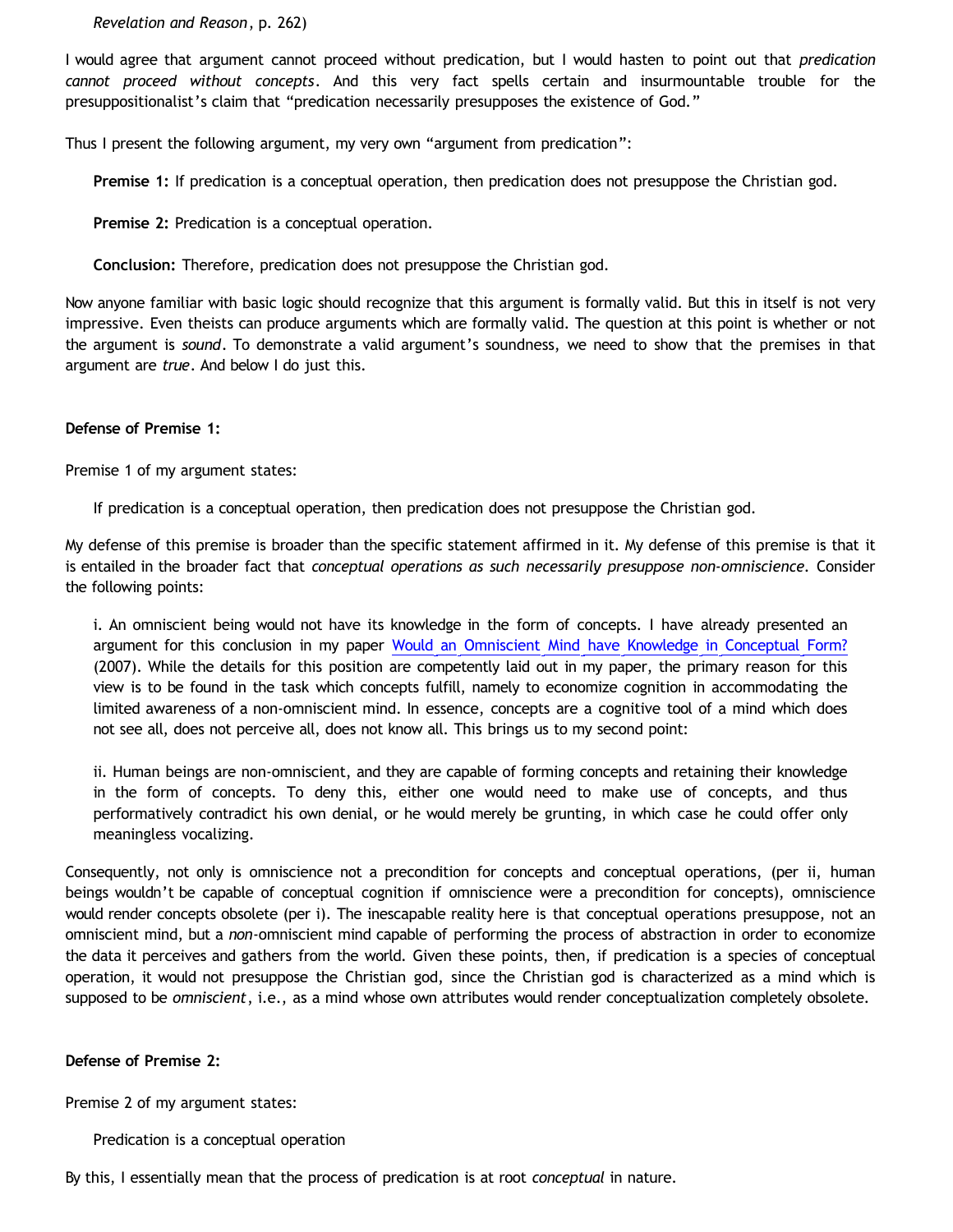*Revelation and Reason*, p. 262)

I would agree that argument cannot proceed without predication, but I would hasten to point out that *predication cannot proceed without concepts*. And this very fact spells certain and insurmountable trouble for the presuppositionalist's claim that "predication necessarily presupposes the existence of God."

Thus I present the following argument, my very own "argument from predication":

> **Premise 1:** If predication is a conceptual operation, then predication does not presuppose the Christian god.
>
> **Premise 2:** Predication is a conceptual operation.
>
> **Conclusion:** Therefore, predication does not presuppose the Christian god.

Now anyone familiar with basic logic should recognize that this argument is formally valid. But this in itself is not very impressive. Even theists can produce arguments which are formally valid. The question at this point is whether or not the argument is *sound*. To demonstrate a valid argument's soundness, we need to show that the premises in that argument are *true*. And below I do just this.

**Defense of Premise 1:**

Premise 1 of my argument states:

> If predication is a conceptual operation, then predication does not presuppose the Christian god.

My defense of this premise is broader than the specific statement affirmed in it. My defense of this premise is that it is entailed in the broader fact that *conceptual operations as such necessarily presuppose non-omniscience*. Consider the following points:

> i. An omniscient being would not have its knowledge in the form of concepts. I have already presented an argument for this conclusion in my paper Would an Omniscient Mind have Knowledge in Conceptual Form? (2007). While the details for this position are competently laid out in my paper, the primary reason for this view is to be found in the task which concepts fulfill, namely to economize cognition in accommodating the limited awareness of a non-omniscient mind. In essence, concepts are a cognitive tool of a mind which does not see all, does not perceive all, does not know all. This brings us to my second point:
>
> ii. Human beings are non-omniscient, and they are capable of forming concepts and retaining their knowledge in the form of concepts. To deny this, either one would need to make use of concepts, and thus performatively contradict his own denial, or he would merely be grunting, in which case he could offer only meaningless vocalizing.

Consequently, not only is omniscience not a precondition for concepts and conceptual operations, (per ii, human beings wouldn't be capable of conceptual cognition if omniscience were a precondition for concepts), omniscience would render concepts obsolete (per i). The inescapable reality here is that conceptual operations presuppose, not an omniscient mind, but a *non*-omniscient mind capable of performing the process of abstraction in order to economize the data it perceives and gathers from the world. Given these points, then, if predication is a species of conceptual operation, it would not presuppose the Christian god, since the Christian god is characterized as a mind which is supposed to be *omniscient*, i.e., as a mind whose own attributes would render conceptualization completely obsolete.

**Defense of Premise 2:**

Premise 2 of my argument states:

> Predication is a conceptual operation

By this, I essentially mean that the process of predication is at root *conceptual* in nature.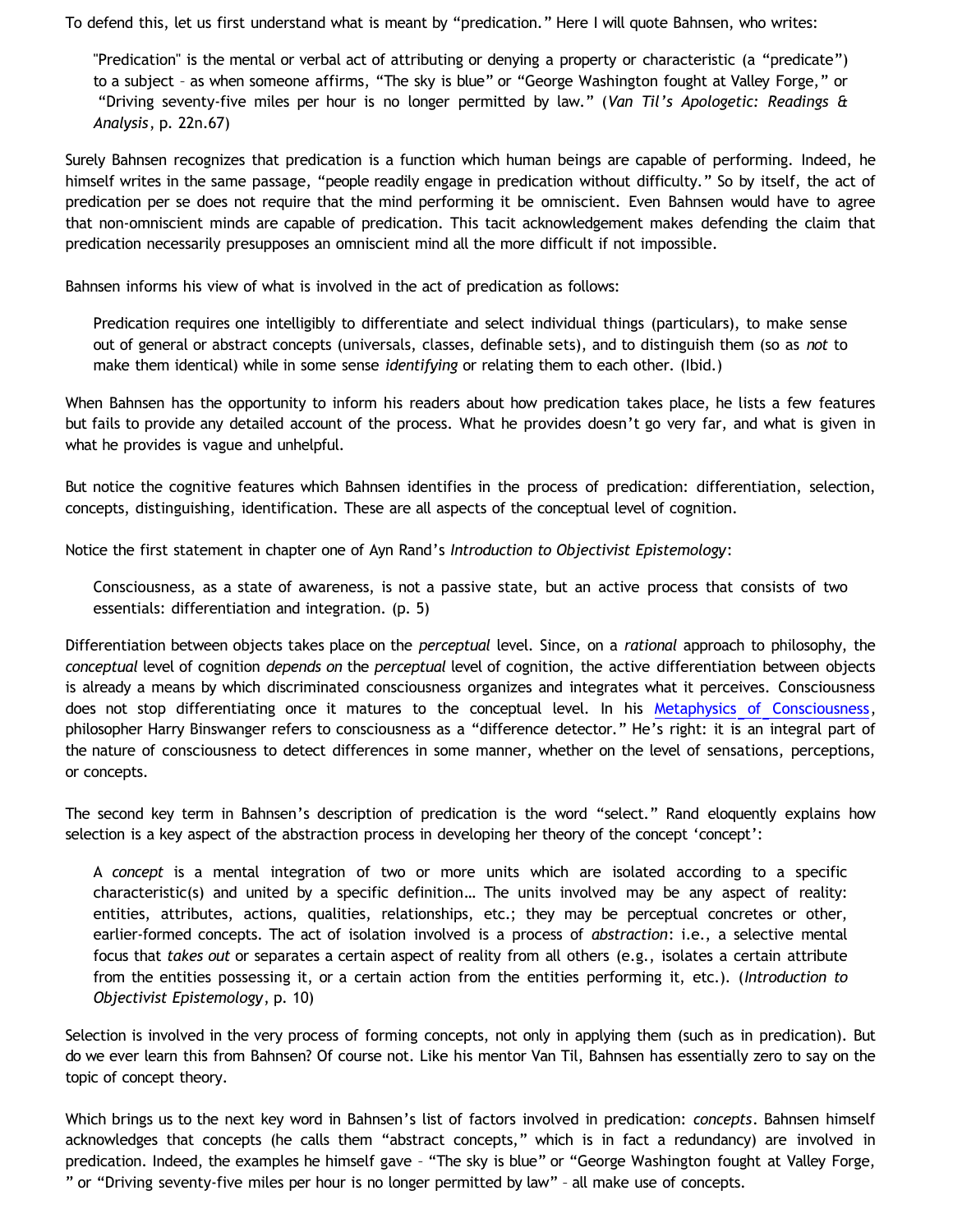To defend this, let us first understand what is meant by "predication." Here I will quote Bahnsen, who writes:

> "Predication" is the mental or verbal act of attributing or denying a property or characteristic (a "predicate") to a subject – as when someone affirms, "The sky is blue" or "George Washington fought at Valley Forge," or "Driving seventy-five miles per hour is no longer permitted by law." (*Van Til's Apologetic: Readings & Analysis*, p. 22n.67)

Surely Bahnsen recognizes that predication is a function which human beings are capable of performing. Indeed, he himself writes in the same passage, "people readily engage in predication without difficulty." So by itself, the act of predication per se does not require that the mind performing it be omniscient. Even Bahnsen would have to agree that non-omniscient minds are capable of predication. This tacit acknowledgement makes defending the claim that predication necessarily presupposes an omniscient mind all the more difficult if not impossible.

Bahnsen informs his view of what is involved in the act of predication as follows:

> Predication requires one intelligibly to differentiate and select individual things (particulars), to make sense out of general or abstract concepts (universals, classes, definable sets), and to distinguish them (so as *not* to make them identical) while in some sense *identifying* or relating them to each other. (Ibid.)

When Bahnsen has the opportunity to inform his readers about how predication takes place, he lists a few features but fails to provide any detailed account of the process. What he provides doesn't go very far, and what is given in what he provides is vague and unhelpful.

But notice the cognitive features which Bahnsen identifies in the process of predication: differentiation, selection, concepts, distinguishing, identification. These are all aspects of the conceptual level of cognition.

Notice the first statement in chapter one of Ayn Rand's *Introduction to Objectivist Epistemology*:

> Consciousness, as a state of awareness, is not a passive state, but an active process that consists of two essentials: differentiation and integration. (p. 5)

Differentiation between objects takes place on the *perceptual* level. Since, on a *rational* approach to philosophy, the *conceptual* level of cognition *depends on* the *perceptual* level of cognition, the active differentiation between objects is already a means by which discriminated consciousness organizes and integrates what it perceives. Consciousness does not stop differentiating once it matures to the conceptual level. In his Metaphysics of Consciousness, philosopher Harry Binswanger refers to consciousness as a "difference detector." He's right: it is an integral part of the nature of consciousness to detect differences in some manner, whether on the level of sensations, perceptions, or concepts.

The second key term in Bahnsen's description of predication is the word "select." Rand eloquently explains how selection is a key aspect of the abstraction process in developing her theory of the concept 'concept':

> A *concept* is a mental integration of two or more units which are isolated according to a specific characteristic(s) and united by a specific definition… The units involved may be any aspect of reality: entities, attributes, actions, qualities, relationships, etc.; they may be perceptual concretes or other, earlier-formed concepts. The act of isolation involved is a process of *abstraction*: i.e., a selective mental focus that *takes out* or separates a certain aspect of reality from all others (e.g., isolates a certain attribute from the entities possessing it, or a certain action from the entities performing it, etc.). (*Introduction to Objectivist Epistemology*, p. 10)

Selection is involved in the very process of forming concepts, not only in applying them (such as in predication). But do we ever learn this from Bahnsen? Of course not. Like his mentor Van Til, Bahnsen has essentially zero to say on the topic of concept theory.

Which brings us to the next key word in Bahnsen's list of factors involved in predication: *concepts*. Bahnsen himself acknowledges that concepts (he calls them "abstract concepts," which is in fact a redundancy) are involved in predication. Indeed, the examples he himself gave – "The sky is blue" or "George Washington fought at Valley Forge," or "Driving seventy-five miles per hour is no longer permitted by law" – all make use of concepts.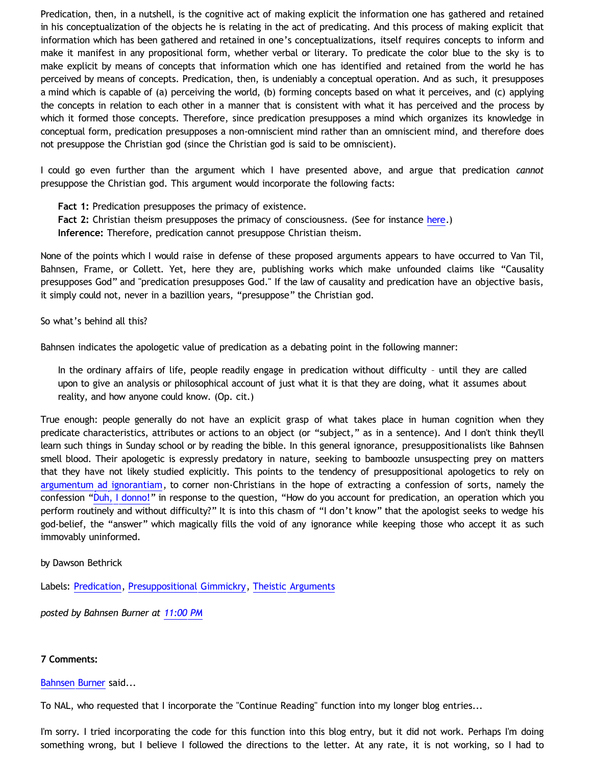Predication, then, in a nutshell, is the cognitive act of making explicit the information one has gathered and retained in his conceptualization of the objects he is relating in the act of predicating. And this process of making explicit that information which has been gathered and retained in one's conceptualizations, itself requires concepts to inform and make it manifest in any propositional form, whether verbal or literary. To predicate the color blue to the sky is to make explicit by means of concepts that information which one has identified and retained from the world he has perceived by means of concepts. Predication, then, is undeniably a conceptual operation. And as such, it presupposes a mind which is capable of (a) perceiving the world, (b) forming concepts based on what it perceives, and (c) applying the concepts in relation to each other in a manner that is consistent with what it has perceived and the process by which it formed those concepts. Therefore, since predication presupposes a mind which organizes its knowledge in conceptual form, predication presupposes a non-omniscient mind rather than an omniscient mind, and therefore does not presuppose the Christian god (since the Christian god is said to be omniscient).

I could go even further than the argument which I have presented above, and argue that predication *cannot* presuppose the Christian god. This argument would incorporate the following facts:

> **Fact 1:** Predication presupposes the primacy of existence.
> **Fact 2:** Christian theism presupposes the primacy of consciousness. (See for instance here.)
> **Inference:** Therefore, predication cannot presuppose Christian theism.

None of the points which I would raise in defense of these proposed arguments appears to have occurred to Van Til, Bahnsen, Frame, or Collett. Yet, here they are, publishing works which make unfounded claims like "Causality presupposes God" and "predication presupposes God." If the law of causality and predication have an objective basis, it simply could not, never in a bazillion years, "presuppose" the Christian god.

So what's behind all this?

Bahnsen indicates the apologetic value of predication as a debating point in the following manner:

> In the ordinary affairs of life, people readily engage in predication without difficulty – until they are called upon to give an analysis or philosophical account of just what it is that they are doing, what it assumes about reality, and how anyone could know. (Op. cit.)

True enough: people generally do not have an explicit grasp of what takes place in human cognition when they predicate characteristics, attributes or actions to an object (or "subject," as in a sentence). And I don't think they'll learn such things in Sunday school or by reading the bible. In this general ignorance, presuppositionalists like Bahnsen smell blood. Their apologetic is expressly predatory in nature, seeking to bamboozle unsuspecting prey on matters that they have not likely studied explicitly. This points to the tendency of presuppositional apologetics to rely on argumentum ad ignorantiam, to corner non-Christians in the hope of extracting a confession of sorts, namely the confession "Duh, I donno!" in response to the question, "How do you account for predication, an operation which you perform routinely and without difficulty?" It is into this chasm of "I don't know" that the apologist seeks to wedge his god-belief, the "answer" which magically fills the void of any ignorance while keeping those who accept it as such immovably uninformed.

by Dawson Bethrick

Labels: Predication, Presuppositional Gimmickry, Theistic Arguments

*posted by Bahnsen Burner at 11:00 PM*

**7 Comments:**

Bahnsen Burner said...

To NAL, who requested that I incorporate the "Continue Reading" function into my longer blog entries...

I'm sorry. I tried incorporating the code for this function into this blog entry, but it did not work. Perhaps I'm doing something wrong, but I believe I followed the directions to the letter. At any rate, it is not working, so I had to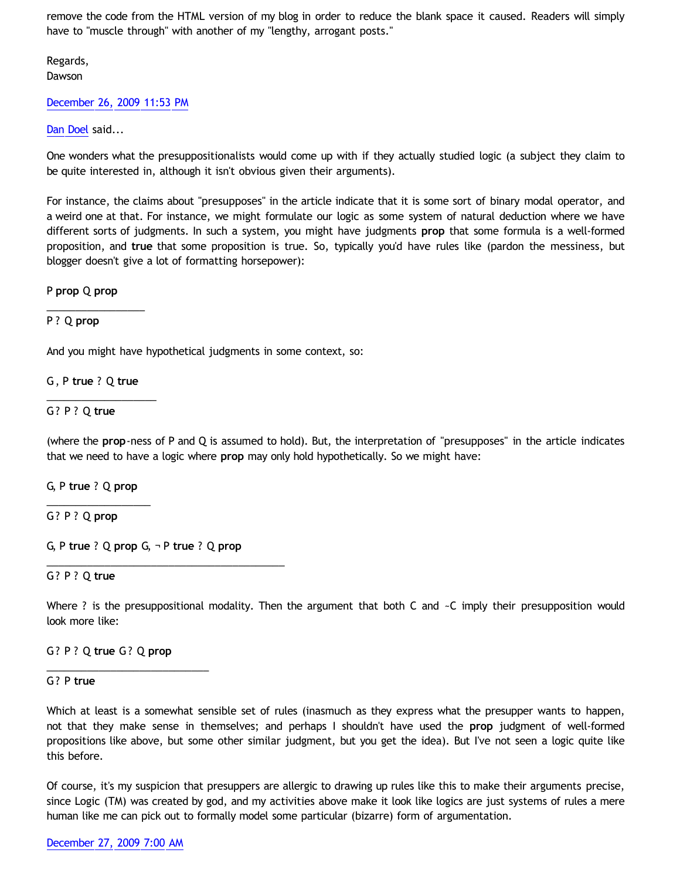remove the code from the HTML version of my blog in order to reduce the blank space it caused. Readers will simply have to "muscle through" with another of my "lengthy, arrogant posts."

Regards,
Dawson

December 26, 2009 11:53 PM

Dan Doel said...

One wonders what the presuppositionalists would come up with if they actually studied logic (a subject they claim to be quite interested in, although it isn't obvious given their arguments).

For instance, the claims about "presupposes" in the article indicate that it is some sort of binary modal operator, and a weird one at that. For instance, we might formulate our logic as some system of natural deduction where we have different sorts of judgments. In such a system, you might have judgments **prop** that some formula is a well-formed proposition, and **true** that some proposition is true. So, typically you'd have rules like (pardon the messiness, but blogger doesn't give a lot of formatting horsepower):

P **prop** Q **prop**
_________________
P ? Q **prop**

And you might have hypothetical judgments in some context, so:

G , P **true** ? Q **true**
___________________
G? P ? Q **true**

(where the **prop**-ness of P and Q is assumed to hold). But, the interpretation of "presupposes" in the article indicates that we need to have a logic where **prop** may only hold hypothetically. So we might have:

G, P **true** ? Q **prop**
_________________
G? P ? Q **prop**

G, P **true** ? Q **prop** G, ¬ P **true** ? Q **prop**
__________________________________________
G? P ? Q **true**

Where ? is the presuppositional modality. Then the argument that both C and ~C imply their presupposition would look more like:

G? P ? Q **true** G? Q **prop**
_____________________________
G? P **true**

Which at least is a somewhat sensible set of rules (inasmuch as they express what the presupper wants to happen, not that they make sense in themselves; and perhaps I shouldn't have used the **prop** judgment of well-formed propositions like above, but some other similar judgment, but you get the idea). But I've not seen a logic quite like this before.

Of course, it's my suspicion that presuppers are allergic to drawing up rules like this to make their arguments precise, since Logic (TM) was created by god, and my activities above make it look like logics are just systems of rules a mere human like me can pick out to formally model some particular (bizarre) form of argumentation.

December 27, 2009 7:00 AM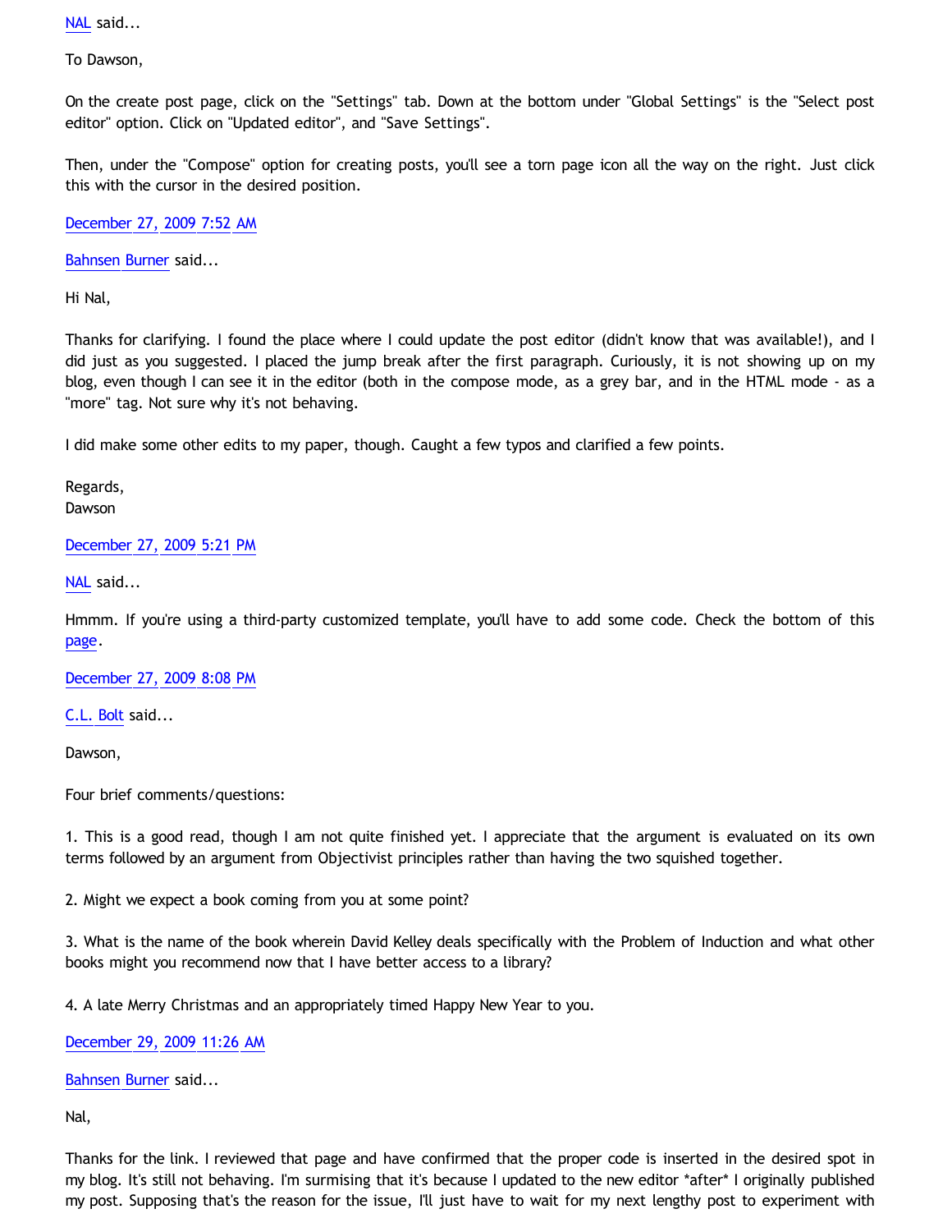[NAL](#) said...

To Dawson,

On the create post page, click on the "Settings" tab. Down at the bottom under "Global Settings" is the "Select post editor" option. Click on "Updated editor", and "Save Settings".

Then, under the "Compose" option for creating posts, you'll see a torn page icon all the way on the right. Just click this with the cursor in the desired position.

[December 27, 2009 7:52 AM](#)

[Bahnsen Burner](#) said...

Hi Nal,

Thanks for clarifying. I found the place where I could update the post editor (didn't know that was available!), and I did just as you suggested. I placed the jump break after the first paragraph. Curiously, it is not showing up on my blog, even though I can see it in the editor (both in the compose mode, as a grey bar, and in the HTML mode - as a "more" tag. Not sure why it's not behaving.

I did make some other edits to my paper, though. Caught a few typos and clarified a few points.

Regards,
Dawson

[December 27, 2009 5:21 PM](#)

[NAL](#) said...

Hmmm. If you're using a third-party customized template, you'll have to add some code. Check the bottom of this [page](#).

[December 27, 2009 8:08 PM](#)

[C.L. Bolt](#) said...

Dawson,

Four brief comments/questions:

1. This is a good read, though I am not quite finished yet. I appreciate that the argument is evaluated on its own terms followed by an argument from Objectivist principles rather than having the two squished together.

2. Might we expect a book coming from you at some point?

3. What is the name of the book wherein David Kelley deals specifically with the Problem of Induction and what other books might you recommend now that I have better access to a library?

4. A late Merry Christmas and an appropriately timed Happy New Year to you.

[December 29, 2009 11:26 AM](#)

[Bahnsen Burner](#) said...

Nal,

Thanks for the link. I reviewed that page and have confirmed that the proper code is inserted in the desired spot in my blog. It's still not behaving. I'm surmising that it's because I updated to the new editor *after* I originally published my post. Supposing that's the reason for the issue, I'll just have to wait for my next lengthy post to experiment with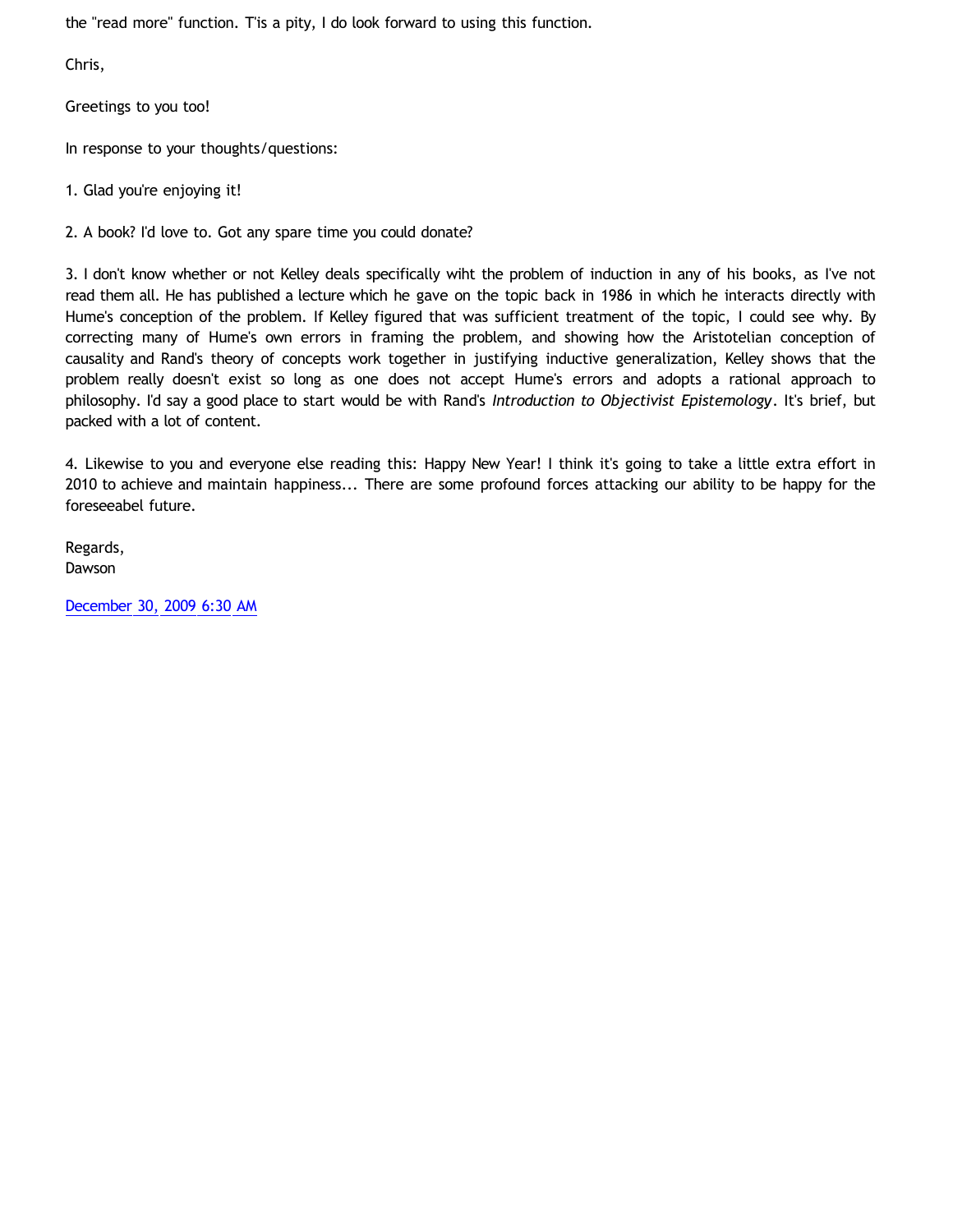the "read more" function. T'is a pity, I do look forward to using this function.

Chris,

Greetings to you too!

In response to your thoughts/questions:

1. Glad you're enjoying it!

2. A book? I'd love to. Got any spare time you could donate?

3. I don't know whether or not Kelley deals specifically wiht the problem of induction in any of his books, as I've not read them all. He has published a lecture which he gave on the topic back in 1986 in which he interacts directly with Hume's conception of the problem. If Kelley figured that was sufficient treatment of the topic, I could see why. By correcting many of Hume's own errors in framing the problem, and showing how the Aristotelian conception of causality and Rand's theory of concepts work together in justifying inductive generalization, Kelley shows that the problem really doesn't exist so long as one does not accept Hume's errors and adopts a rational approach to philosophy. I'd say a good place to start would be with Rand's *Introduction to Objectivist Epistemology*. It's brief, but packed with a lot of content.

4. Likewise to you and everyone else reading this: Happy New Year! I think it's going to take a little extra effort in 2010 to achieve and maintain happiness... There are some profound forces attacking our ability to be happy for the foreseeabel future.

Regards,
Dawson

December 30, 2009 6:30 AM